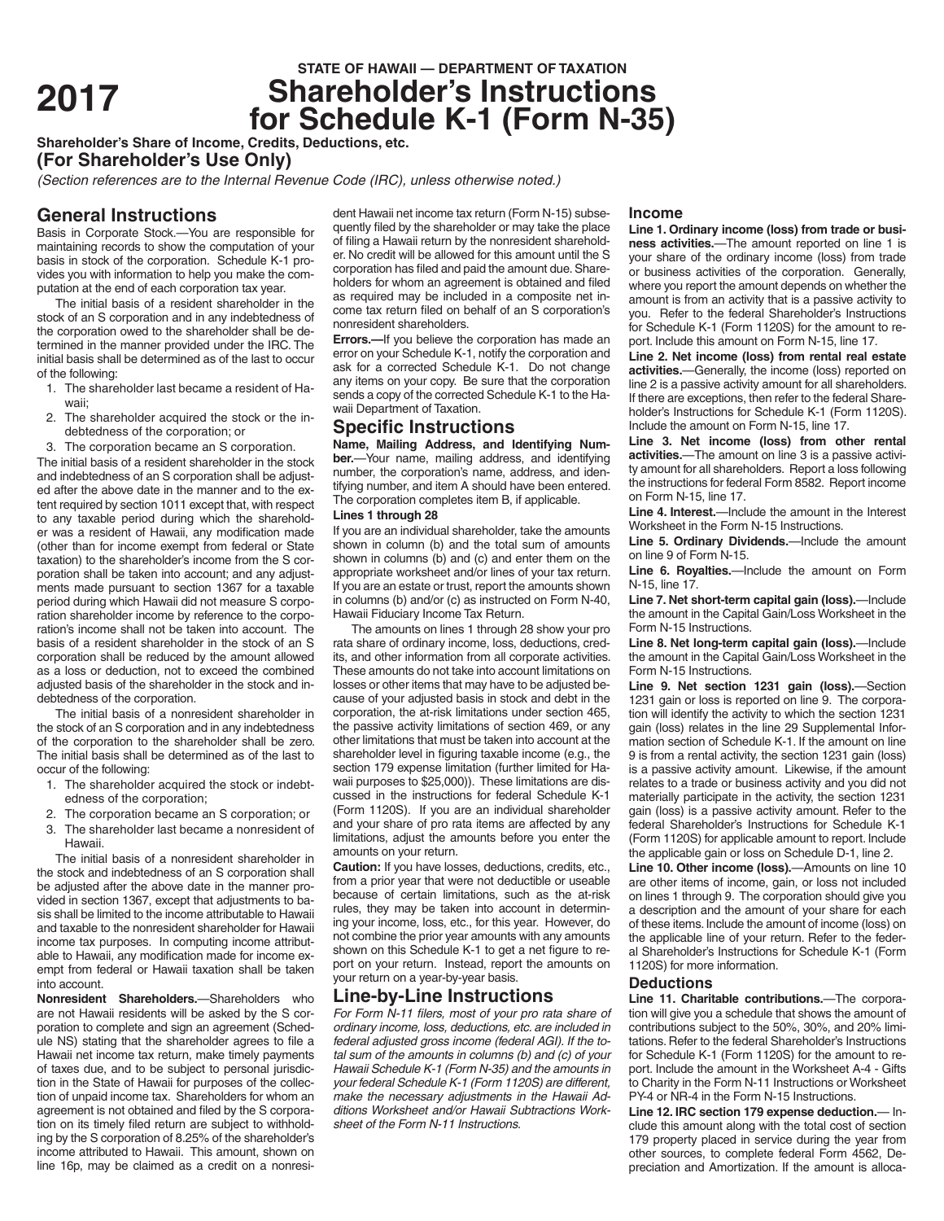**2017**

# STATE OF HAWAII — DEPARTMENT OF TAXATION
# Shareholder's Instructions for Schedule K-1 (Form N-35)

**Shareholder's Share of Income, Credits, Deductions, etc.**
**(For Shareholder's Use Only)**

*(Section references are to the Internal Revenue Code (IRC), unless otherwise noted.)*

## General Instructions

**Basis in Corporate Stock.**—You are responsible for maintaining records to show the computation of your basis in stock of the corporation. Schedule K-1 provides you with information to help you make the computation at the end of each corporation tax year.

The initial basis of a resident shareholder in the stock of an S corporation and in any indebtedness of the corporation owed to the shareholder shall be determined in the manner provided under the IRC. The initial basis shall be determined as of the last to occur of the following:

1. The shareholder last became a resident of Hawaii;
2. The shareholder acquired the stock or the indebtedness of the corporation; or
3. The corporation became an S corporation.

The initial basis of a resident shareholder in the stock and indebtedness of an S corporation shall be adjusted after the above date in the manner and to the extent required by section 1011 except that, with respect to any taxable period during which the shareholder was a resident of Hawaii, any modification made (other than for income exempt from federal or State taxation) to the shareholder's income from the S corporation shall be taken into account; and any adjustments made pursuant to section 1367 for a taxable period during which Hawaii did not measure S corporation shareholder income by reference to the corporation's income shall not be taken into account. The basis of a resident shareholder in the stock of an S corporation shall be reduced by the amount allowed as a loss or deduction, not to exceed the combined adjusted basis of the shareholder in the stock and indebtedness of the corporation.

The initial basis of a nonresident shareholder in the stock of an S corporation and in any indebtedness of the corporation to the shareholder shall be zero. The initial basis shall be determined as of the last to occur of the following:

1. The shareholder acquired the stock or indebtedness of the corporation;
2. The corporation became an S corporation; or
3. The shareholder last became a nonresident of Hawaii.

The initial basis of a nonresident shareholder in the stock and indebtedness of an S corporation shall be adjusted after the above date in the manner provided in section 1367, except that adjustments to basis shall be limited to the income attributable to Hawaii and taxable to the nonresident shareholder for Hawaii income tax purposes. In computing income attributable to Hawaii, any modification made for income exempt from federal or Hawaii taxation shall be taken into account.

**Nonresident Shareholders.**—Shareholders who are not Hawaii residents will be asked by the S corporation to complete and sign an agreement (Schedule NS) stating that the shareholder agrees to file a Hawaii net income tax return, make timely payments of taxes due, and to be subject to personal jurisdiction in the State of Hawaii for purposes of the collection of unpaid income tax. Shareholders for whom an agreement is not obtained and filed by the S corporation on its timely filed return are subject to withholding by the S corporation of 8.25% of the shareholder's income attributed to Hawaii. This amount, shown on line 16p, may be claimed as a credit on a nonresident Hawaii net income tax return (Form N-15) subsequently filed by the shareholder or may take the place of filing a Hawaii return by the nonresident shareholder. No credit will be allowed for this amount until the S corporation has filed and paid the amount due. Shareholders for whom an agreement is obtained and filed as required may be included in a composite net income tax return filed on behalf of an S corporation's nonresident shareholders.

**Errors.—**If you believe the corporation has made an error on your Schedule K-1, notify the corporation and ask for a corrected Schedule K-1. Do not change any items on your copy. Be sure that the corporation sends a copy of the corrected Schedule K-1 to the Hawaii Department of Taxation.

## Specific Instructions

**Name, Mailing Address, and Identifying Number.**—Your name, mailing address, and identifying number, the corporation's name, address, and identifying number, and item A should have been entered. The corporation completes item B, if applicable.

**Lines 1 through 28**

If you are an individual shareholder, take the amounts shown in column (b) and the total sum of amounts shown in columns (b) and (c) and enter them on the appropriate worksheet and/or lines of your tax return. If you are an estate or trust, report the amounts shown in columns (b) and/or (c) as instructed on Form N-40, Hawaii Fiduciary Income Tax Return.

The amounts on lines 1 through 28 show your pro rata share of ordinary income, loss, deductions, credits, and other information from all corporate activities. These amounts do not take into account limitations on losses or other items that may have to be adjusted because of your adjusted basis in stock and debt in the corporation, the at-risk limitations under section 465, the passive activity limitations of section 469, or any other limitations that must be taken into account at the shareholder level in figuring taxable income (e.g., the section 179 expense limitation (further limited for Hawaii purposes to $25,000)). These limitations are discussed in the instructions for federal Schedule K-1 (Form 1120S). If you are an individual shareholder and your share of pro rata items are affected by any limitations, adjust the amounts before you enter the amounts on your return.

**Caution:** If you have losses, deductions, credits, etc., from a prior year that were not deductible or useable because of certain limitations, such as the at-risk rules, they may be taken into account in determining your income, loss, etc., for this year. However, do not combine the prior year amounts with any amounts shown on this Schedule K-1 to get a net figure to report on your return. Instead, report the amounts on your return on a year-by-year basis.

## Line-by-Line Instructions

*For Form N-11 filers, most of your pro rata share of ordinary income, loss, deductions, etc. are included in federal adjusted gross income (federal AGI). If the total sum of the amounts in columns (b) and (c) of your Hawaii Schedule K-1 (Form N-35) and the amounts in your federal Schedule K-1 (Form 1120S) are different, make the necessary adjustments in the Hawaii Additions Worksheet and/or Hawaii Subtractions Worksheet of the Form N-11 Instructions.*

### Income

**Line 1. Ordinary income (loss) from trade or business activities.**—The amount reported on line 1 is your share of the ordinary income (loss) from trade or business activities of the corporation. Generally, where you report the amount depends on whether the amount is from an activity that is a passive activity to you. Refer to the federal Shareholder's Instructions for Schedule K-1 (Form 1120S) for the amount to report. Include this amount on Form N-15, line 17.

**Line 2. Net income (loss) from rental real estate activities.**—Generally, the income (loss) reported on line 2 is a passive activity amount for all shareholders. If there are exceptions, then refer to the federal Shareholder's Instructions for Schedule K-1 (Form 1120S). Include the amount on Form N-15, line 17.

**Line 3. Net income (loss) from other rental activities.**—The amount on line 3 is a passive activity amount for all shareholders. Report a loss following the instructions for federal Form 8582. Report income on Form N-15, line 17.

**Line 4. Interest.**—Include the amount in the Interest Worksheet in the Form N-15 Instructions.

**Line 5. Ordinary Dividends.**—Include the amount on line 9 of Form N-15.

**Line 6. Royalties.**—Include the amount on Form N-15, line 17.

**Line 7. Net short-term capital gain (loss).**—Include the amount in the Capital Gain/Loss Worksheet in the Form N-15 Instructions.

**Line 8. Net long-term capital gain (loss).**—Include the amount in the Capital Gain/Loss Worksheet in the Form N-15 Instructions.

**Line 9. Net section 1231 gain (loss).**—Section 1231 gain or loss is reported on line 9. The corporation will identify the activity to which the section 1231 gain (loss) relates in the line 29 Supplemental Information section of Schedule K-1. If the amount on line 9 is from a rental activity, the section 1231 gain (loss) is a passive activity amount. Likewise, if the amount relates to a trade or business activity and you did not materially participate in the activity, the section 1231 gain (loss) is a passive activity amount. Refer to the federal Shareholder's Instructions for Schedule K-1 (Form 1120S) for applicable amount to report. Include the applicable gain or loss on Schedule D-1, line 2.

**Line 10. Other income (loss).**—Amounts on line 10 are other items of income, gain, or loss not included on lines 1 through 9. The corporation should give you a description and the amount of your share for each of these items. Include the amount of income (loss) on the applicable line of your return. Refer to the federal Shareholder's Instructions for Schedule K-1 (Form 1120S) for more information.

### Deductions

**Line 11. Charitable contributions.**—The corporation will give you a schedule that shows the amount of contributions subject to the 50%, 30%, and 20% limitations. Refer to the federal Shareholder's Instructions for Schedule K-1 (Form 1120S) for the amount to report. Include the amount in the Worksheet A-4 - Gifts to Charity in the Form N-11 Instructions or Worksheet PY-4 or NR-4 in the Form N-15 Instructions.

**Line 12. IRC section 179 expense deduction.**— Include this amount along with the total cost of section 179 property placed in service during the year from other sources, to complete federal Form 4562, Depreciation and Amortization. If the amount is alloca-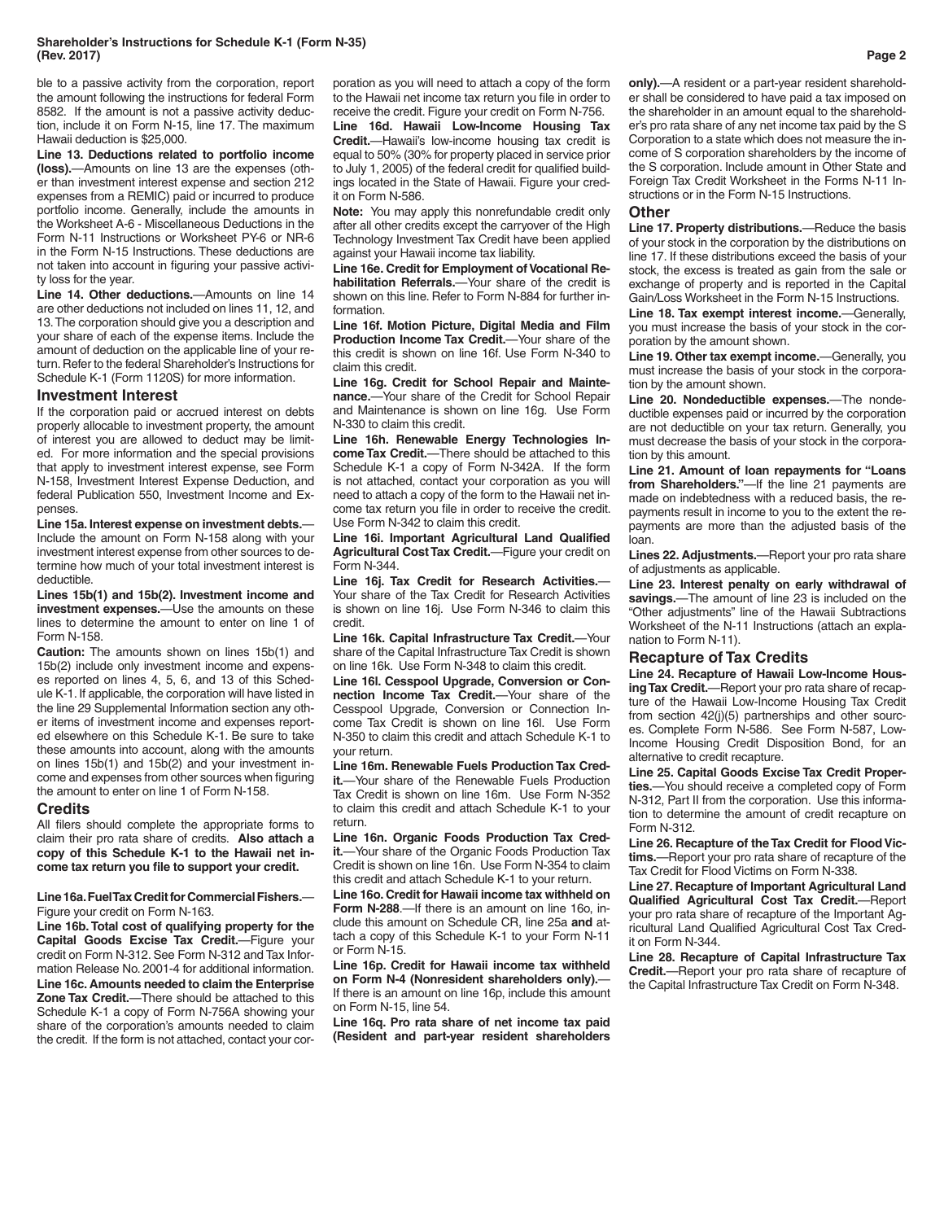ble to a passive activity from the corporation, report the amount following the instructions for federal Form 8582. If the amount is not a passive activity deduction, include it on Form N-15, line 17. The maximum Hawaii deduction is $25,000.

**Line 13. Deductions related to portfolio income (loss).**—Amounts on line 13 are the expenses (other than investment interest expense and section 212 expenses from a REMIC) paid or incurred to produce portfolio income. Generally, include the amounts in the Worksheet A-6 - Miscellaneous Deductions in the Form N-11 Instructions or Worksheet PY-6 or NR-6 in the Form N-15 Instructions. These deductions are not taken into account in figuring your passive activity loss for the year.

**Line 14. Other deductions.**—Amounts on line 14 are other deductions not included on lines 11, 12, and 13. The corporation should give you a description and your share of each of the expense items. Include the amount of deduction on the applicable line of your return. Refer to the federal Shareholder's Instructions for Schedule K-1 (Form 1120S) for more information.

## Investment Interest

If the corporation paid or accrued interest on debts properly allocable to investment property, the amount of interest you are allowed to deduct may be limited. For more information and the special provisions that apply to investment interest expense, see Form N-158, Investment Interest Expense Deduction, and federal Publication 550, Investment Income and Expenses.

**Line 15a. Interest expense on investment debts.**—Include the amount on Form N-158 along with your investment interest expense from other sources to determine how much of your total investment interest is deductible.

**Lines 15b(1) and 15b(2). Investment income and investment expenses.**—Use the amounts on these lines to determine the amount to enter on line 1 of Form N-158.

**Caution:** The amounts shown on lines 15b(1) and 15b(2) include only investment income and expenses reported on lines 4, 5, 6, and 13 of this Schedule K-1. If applicable, the corporation will have listed in the line 29 Supplemental Information section any other items of investment income and expenses reported elsewhere on this Schedule K-1. Be sure to take these amounts into account, along with the amounts on lines 15b(1) and 15b(2) and your investment income and expenses from other sources when figuring the amount to enter on line 1 of Form N-158.

## Credits

All filers should complete the appropriate forms to claim their pro rata share of credits. **Also attach a copy of this Schedule K-1 to the Hawaii net income tax return you file to support your credit.**

**Line 16a. Fuel Tax Credit for Commercial Fishers.**—Figure your credit on Form N-163.

**Line 16b. Total cost of qualifying property for the Capital Goods Excise Tax Credit.**—Figure your credit on Form N-312. See Form N-312 and Tax Information Release No. 2001-4 for additional information.

**Line 16c. Amounts needed to claim the Enterprise Zone Tax Credit.**—There should be attached to this Schedule K-1 a copy of Form N-756A showing your share of the corporation's amounts needed to claim the credit. If the form is not attached, contact your corporation as you will need to attach a copy of the form to the Hawaii net income tax return you file in order to receive the credit. Figure your credit on Form N-756.

**Line 16d. Hawaii Low-Income Housing Tax Credit.**—Hawaii's low-income housing tax credit is equal to 50% (30% for property placed in service prior to July 1, 2005) of the federal credit for qualified buildings located in the State of Hawaii. Figure your credit on Form N-586.

**Note:** You may apply this nonrefundable credit only after all other credits except the carryover of the High Technology Investment Tax Credit have been applied against your Hawaii income tax liability.

**Line 16e. Credit for Employment of Vocational Rehabilitation Referrals.**—Your share of the credit is shown on this line. Refer to Form N-884 for further information.

**Line 16f. Motion Picture, Digital Media and Film Production Income Tax Credit.**—Your share of the this credit is shown on line 16f. Use Form N-340 to claim this credit.

**Line 16g. Credit for School Repair and Maintenance.**—Your share of the Credit for School Repair and Maintenance is shown on line 16g. Use Form N-330 to claim this credit.

**Line 16h. Renewable Energy Technologies Income Tax Credit.**—There should be attached to this Schedule K-1 a copy of Form N-342A. If the form is not attached, contact your corporation as you will need to attach a copy of the form to the Hawaii net income tax return you file in order to receive the credit. Use Form N-342 to claim this credit.

**Line 16i. Important Agricultural Land Qualified Agricultural Cost Tax Credit.**—Figure your credit on Form N-344.

**Line 16j. Tax Credit for Research Activities.**—Your share of the Tax Credit for Research Activities is shown on line 16j. Use Form N-346 to claim this credit.

**Line 16k. Capital Infrastructure Tax Credit.**—Your share of the Capital Infrastructure Tax Credit is shown on line 16k. Use Form N-348 to claim this credit.

**Line 16l. Cesspool Upgrade, Conversion or Connection Income Tax Credit.**—Your share of the Cesspool Upgrade, Conversion or Connection Income Tax Credit is shown on line 16l. Use Form N-350 to claim this credit and attach Schedule K-1 to your return.

**Line 16m. Renewable Fuels Production Tax Credit.**—Your share of the Renewable Fuels Production Tax Credit is shown on line 16m. Use Form N-352 to claim this credit and attach Schedule K-1 to your return.

**Line 16n. Organic Foods Production Tax Credit.**—Your share of the Organic Foods Production Tax Credit is shown on line 16n. Use Form N-354 to claim this credit and attach Schedule K-1 to your return.

**Line 16o. Credit for Hawaii income tax withheld on Form N-288.**—If there is an amount on line 16o, include this amount on Schedule CR, line 25a **and** attach a copy of this Schedule K-1 to your Form N-11 or Form N-15.

**Line 16p. Credit for Hawaii income tax withheld on Form N-4 (Nonresident shareholders only).**—If there is an amount on line 16p, include this amount on Form N-15, line 54.

**Line 16q. Pro rata share of net income tax paid (Resident and part-year resident shareholders only).**—A resident or a part-year resident shareholder shall be considered to have paid a tax imposed on the shareholder in an amount equal to the shareholder's pro rata share of any net income tax paid by the S Corporation to a state which does not measure the income of S corporation shareholders by the income of the S corporation. Include amount in Other State and Foreign Tax Credit Worksheet in the Forms N-11 Instructions or in the Form N-15 Instructions.

## Other

**Line 17. Property distributions.**—Reduce the basis of your stock in the corporation by the distributions on line 17. If these distributions exceed the basis of your stock, the excess is treated as gain from the sale or exchange of property and is reported in the Capital Gain/Loss Worksheet in the Form N-15 Instructions.

**Line 18. Tax exempt interest income.**—Generally, you must increase the basis of your stock in the corporation by the amount shown.

**Line 19. Other tax exempt income.**—Generally, you must increase the basis of your stock in the corporation by the amount shown.

**Line 20. Nondeductible expenses.**—The nondeductible expenses paid or incurred by the corporation are not deductible on your tax return. Generally, you must decrease the basis of your stock in the corporation by this amount.

**Line 21. Amount of loan repayments for "Loans from Shareholders."**—If the line 21 payments are made on indebtedness with a reduced basis, the repayments result in income to you to the extent the repayments are more than the adjusted basis of the loan.

**Lines 22. Adjustments.**—Report your pro rata share of adjustments as applicable.

**Line 23. Interest penalty on early withdrawal of savings.**—The amount of line 23 is included on the "Other adjustments" line of the Hawaii Subtractions Worksheet of the N-11 Instructions (attach an explanation to Form N-11).

## Recapture of Tax Credits

**Line 24. Recapture of Hawaii Low-Income Housing Tax Credit.**—Report your pro rata share of recapture of the Hawaii Low-Income Housing Tax Credit from section 42(j)(5) partnerships and other sources. Complete Form N-586. See Form N-587, Low-Income Housing Credit Disposition Bond, for an alternative to credit recapture.

**Line 25. Capital Goods Excise Tax Credit Properties.**—You should receive a completed copy of Form N-312, Part II from the corporation. Use this information to determine the amount of credit recapture on Form N-312.

**Line 26. Recapture of the Tax Credit for Flood Victims.**—Report your pro rata share of recapture of the Tax Credit for Flood Victims on Form N-338.

**Line 27. Recapture of Important Agricultural Land Qualified Agricultural Cost Tax Credit.**—Report your pro rata share of recapture of the Important Agricultural Land Qualified Agricultural Cost Tax Credit on Form N-344.

**Line 28. Recapture of Capital Infrastructure Tax Credit.**—Report your pro rata share of recapture of the Capital Infrastructure Tax Credit on Form N-348.